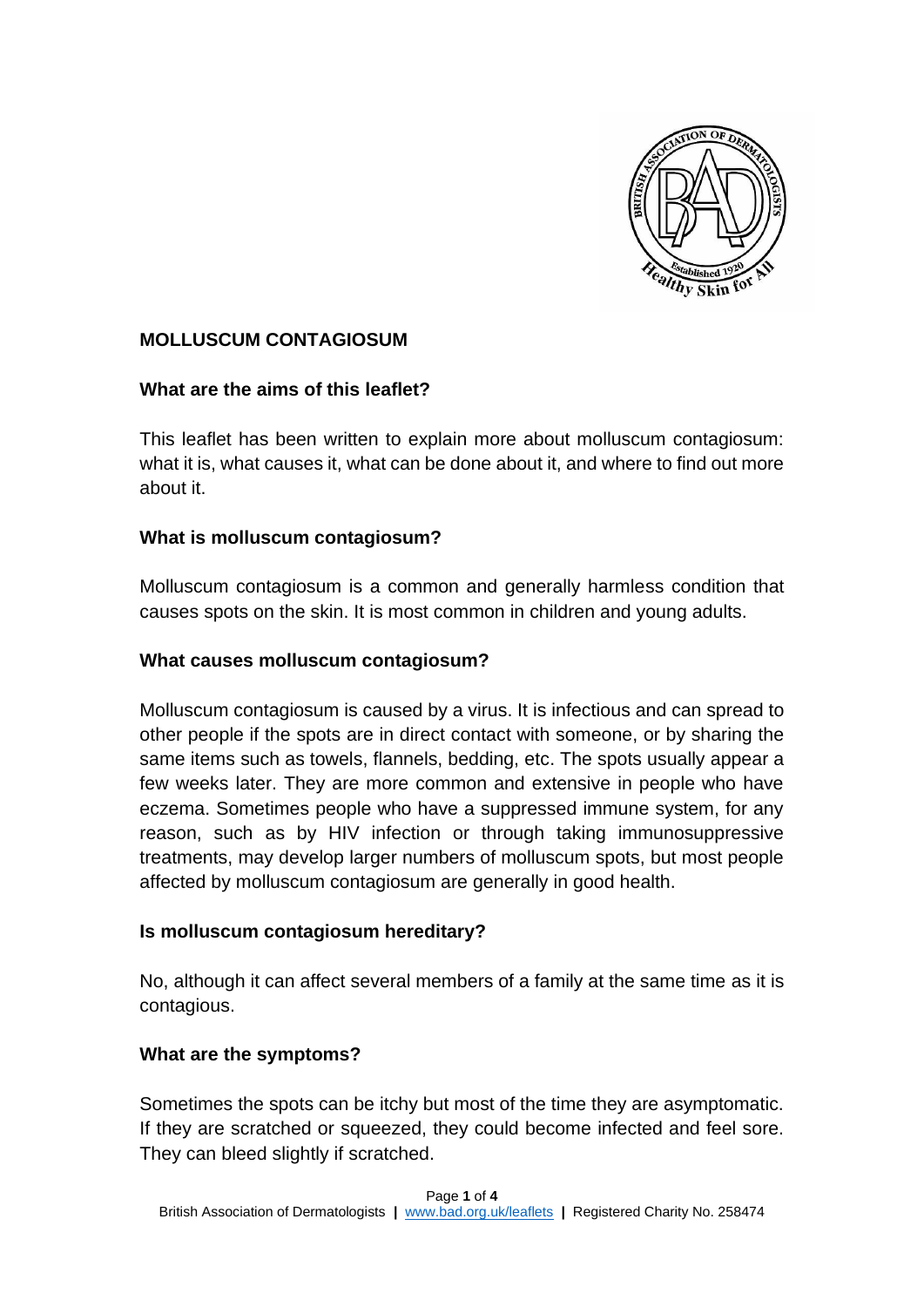# MOLLUSCUM CONTAGIOSUM

## What are the aims of this leaflet?

This leaflet has been written to explain more about molluscum contagiosum: what it is, what causes it, what can be done about it, and where to find out more about it.

## What is molluscum contagiosum?

Molluscum contagiosum is a common and generally harmless condition that causes spots on the skin. It is most common in children and young adults.

## What causes molluscum contagiosum?

Molluscum contagiosum is caused by a virus. It is infectious and can spread to other people if the spots are in direct contact with someone, or by sharing the same items such as towels, flannels, bedding, etc. The spots usually appear a few weeks later. They are more common and extensive in people who have eczema. Sometimes people who have a suppressed immune system, for any reason, such as by HIV infection or through taking immunosuppressive treatments, may develop larger numbers of molluscum spots, but most people affected by molluscum contagiosum are generally in good health.

## Is molluscum contagiosum hereditary?

No, although it can affect several members of a family at the same time as it is contagious.

## What are the symptoms?

Sometimes the spots can be itchy but most of the time they are asymptomatic. If they are scratched or squeezed, they could become infected and feel sore. They can bleed slightly if scratched.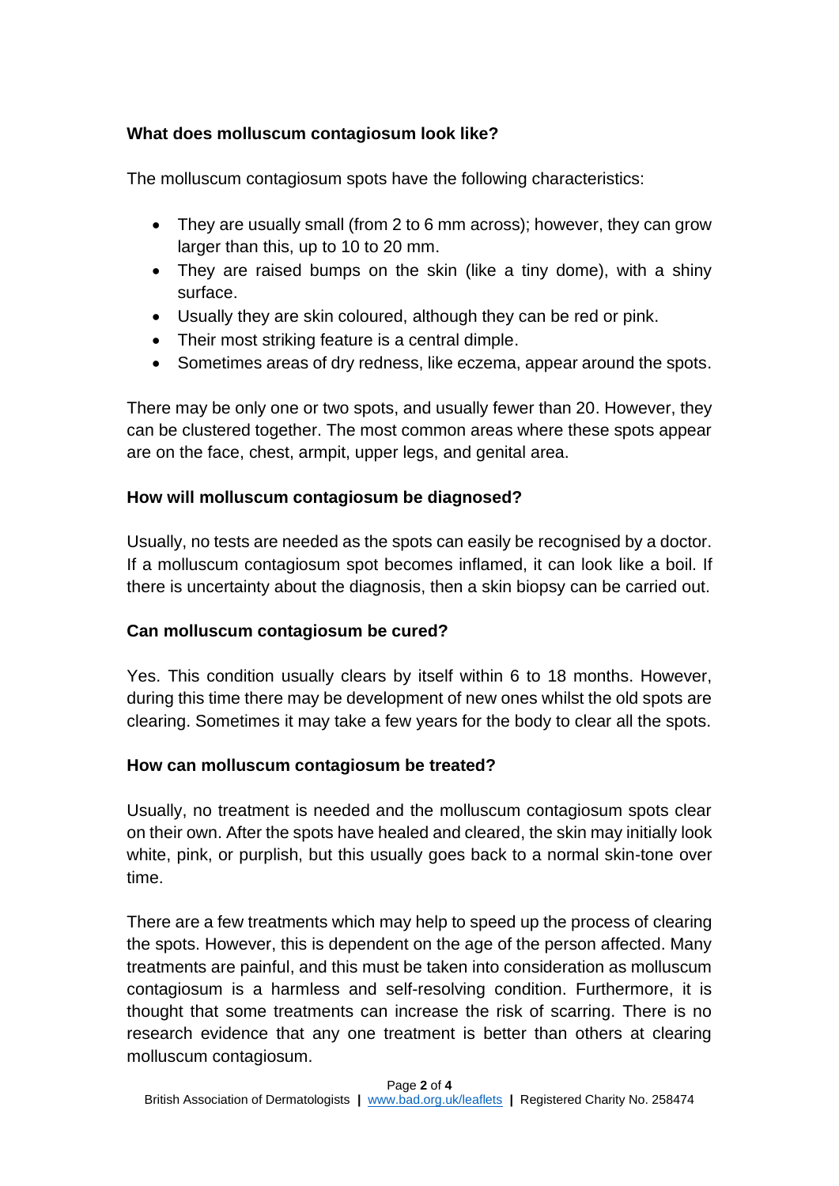## What does molluscum contagiosum look like?

The molluscum contagiosum spots have the following characteristics:

- They are usually small (from 2 to 6 mm across); however, they can grow larger than this, up to 10 to 20 mm.
- They are raised bumps on the skin (like a tiny dome), with a shiny surface.
- Usually they are skin coloured, although they can be red or pink.
- Their most striking feature is a central dimple.
- Sometimes areas of dry redness, like eczema, appear around the spots.

There may be only one or two spots, and usually fewer than 20. However, they can be clustered together. The most common areas where these spots appear are on the face, chest, armpit, upper legs, and genital area.

## How will molluscum contagiosum be diagnosed?

Usually, no tests are needed as the spots can easily be recognised by a doctor. If a molluscum contagiosum spot becomes inflamed, it can look like a boil. If there is uncertainty about the diagnosis, then a skin biopsy can be carried out.

## Can molluscum contagiosum be cured?

Yes. This condition usually clears by itself within 6 to 18 months. However, during this time there may be development of new ones whilst the old spots are clearing. Sometimes it may take a few years for the body to clear all the spots.

## How can molluscum contagiosum be treated?

Usually, no treatment is needed and the molluscum contagiosum spots clear on their own. After the spots have healed and cleared, the skin may initially look white, pink, or purplish, but this usually goes back to a normal skin-tone over time.

There are a few treatments which may help to speed up the process of clearing the spots. However, this is dependent on the age of the person affected. Many treatments are painful, and this must be taken into consideration as molluscum contagiosum is a harmless and self-resolving condition. Furthermore, it is thought that some treatments can increase the risk of scarring. There is no research evidence that any one treatment is better than others at clearing molluscum contagiosum.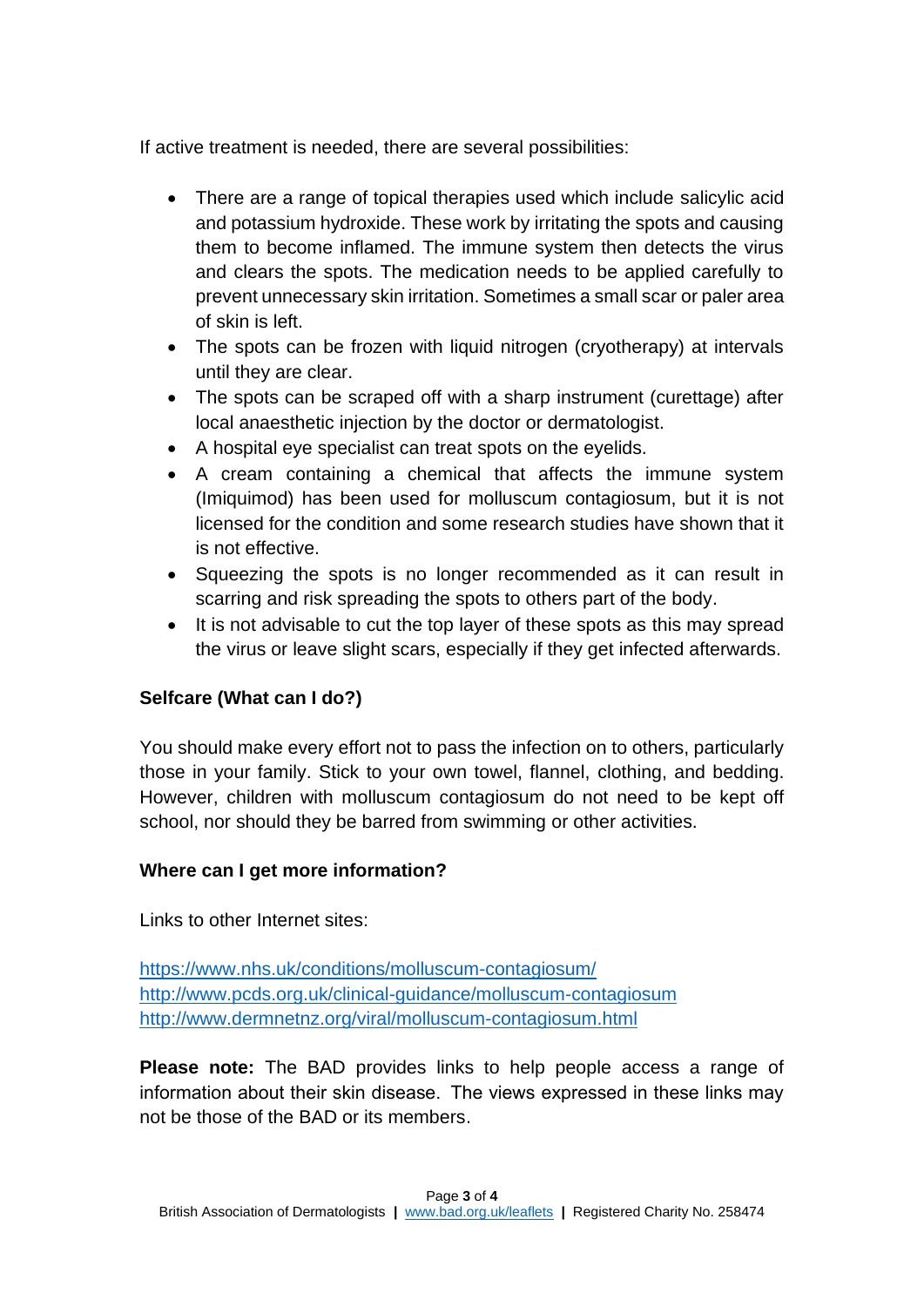If active treatment is needed, there are several possibilities:

- There are a range of topical therapies used which include salicylic acid and potassium hydroxide. These work by irritating the spots and causing them to become inflamed. The immune system then detects the virus and clears the spots. The medication needs to be applied carefully to prevent unnecessary skin irritation. Sometimes a small scar or paler area of skin is left.
- The spots can be frozen with liquid nitrogen (cryotherapy) at intervals until they are clear.
- The spots can be scraped off with a sharp instrument (curettage) after local anaesthetic injection by the doctor or dermatologist.
- A hospital eye specialist can treat spots on the eyelids.
- A cream containing a chemical that affects the immune system (Imiquimod) has been used for molluscum contagiosum, but it is not licensed for the condition and some research studies have shown that it is not effective.
- Squeezing the spots is no longer recommended as it can result in scarring and risk spreading the spots to others part of the body.
- It is not advisable to cut the top layer of these spots as this may spread the virus or leave slight scars, especially if they get infected afterwards.

**Selfcare (What can I do?)**

You should make every effort not to pass the infection on to others, particularly those in your family. Stick to your own towel, flannel, clothing, and bedding. However, children with molluscum contagiosum do not need to be kept off school, nor should they be barred from swimming or other activities.

**Where can I get more information?**

Links to other Internet sites:

https://www.nhs.uk/conditions/molluscum-contagiosum/
http://www.pcds.org.uk/clinical-guidance/molluscum-contagiosum
http://www.dermnetnz.org/viral/molluscum-contagiosum.html

**Please note:** The BAD provides links to help people access a range of information about their skin disease. The views expressed in these links may not be those of the BAD or its members.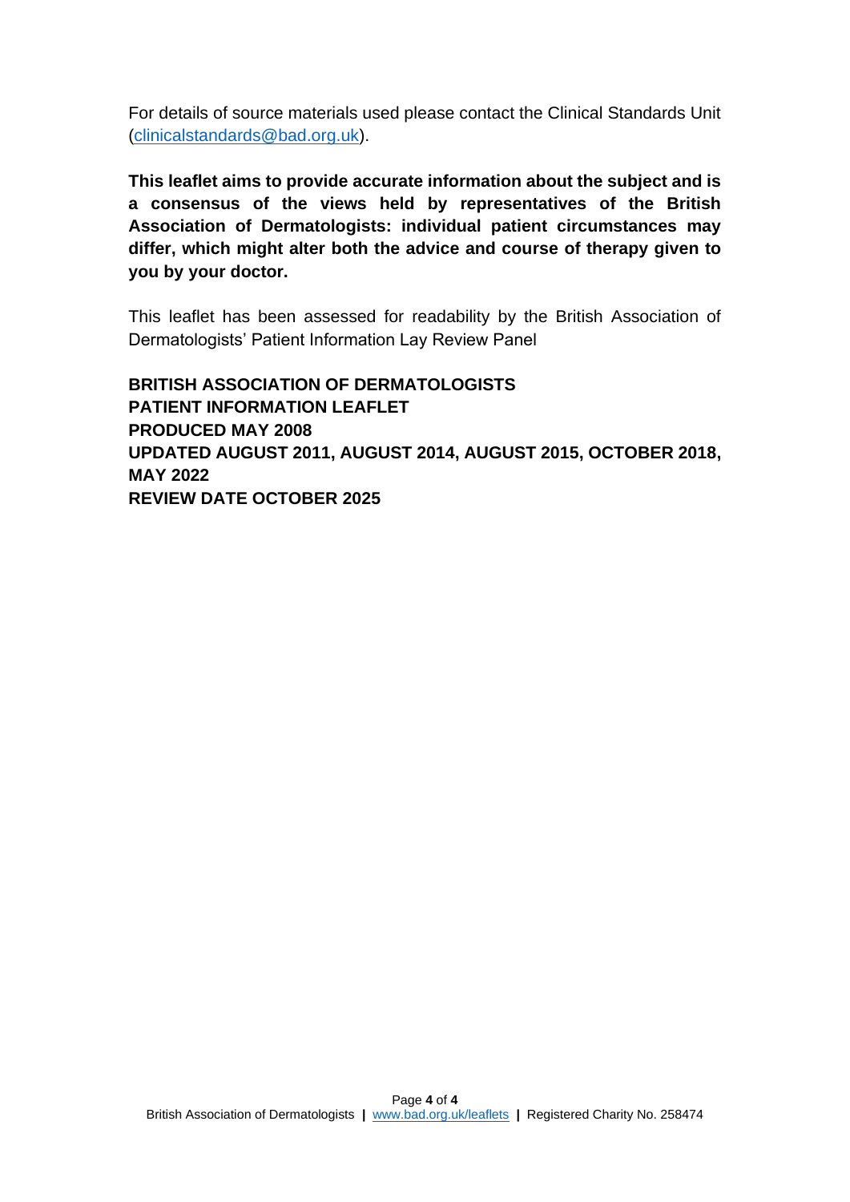For details of source materials used please contact the Clinical Standards Unit (clinicalstandards@bad.org.uk).

**This leaflet aims to provide accurate information about the subject and is a consensus of the views held by representatives of the British Association of Dermatologists: individual patient circumstances may differ, which might alter both the advice and course of therapy given to you by your doctor.**

This leaflet has been assessed for readability by the British Association of Dermatologists' Patient Information Lay Review Panel

**BRITISH ASSOCIATION OF DERMATOLOGISTS**
**PATIENT INFORMATION LEAFLET**
**PRODUCED MAY 2008**
**UPDATED AUGUST 2011, AUGUST 2014, AUGUST 2015, OCTOBER 2018, MAY 2022**
**REVIEW DATE OCTOBER 2025**